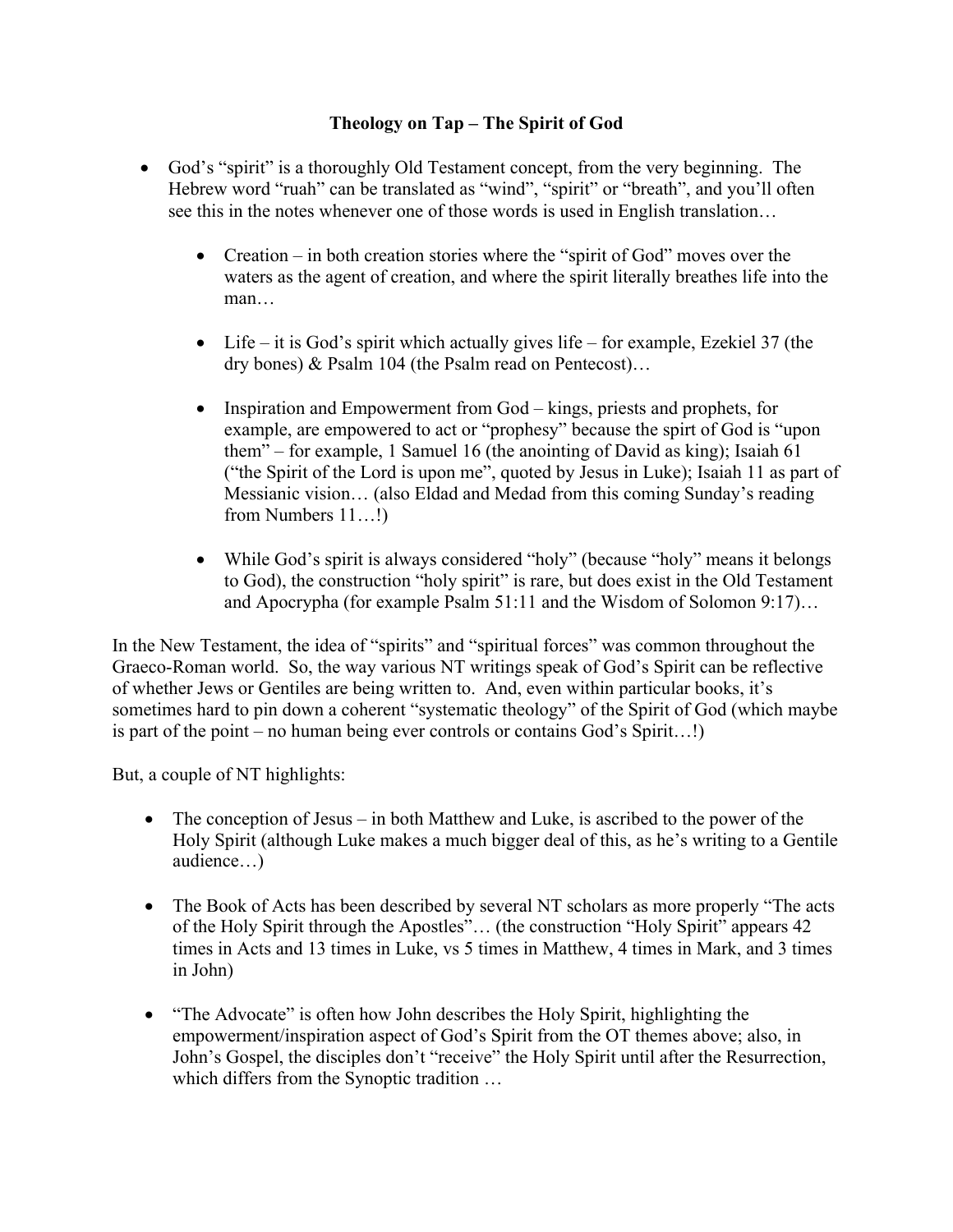# Theology on Tap – The Spirit of God

- God's "spirit" is a thoroughly Old Testament concept, from the very beginning. The Hebrew word "ruah" can be translated as "wind", "spirit" or "breath", and you'll often see this in the notes whenever one of those words is used in English translation…

  - Creation – in both creation stories where the "spirit of God" moves over the waters as the agent of creation, and where the spirit literally breathes life into the man…

  - Life – it is God's spirit which actually gives life – for example, Ezekiel 37 (the dry bones) & Psalm 104 (the Psalm read on Pentecost)…

  - Inspiration and Empowerment from God – kings, priests and prophets, for example, are empowered to act or "prophesy" because the spirt of God is "upon them" – for example, 1 Samuel 16 (the anointing of David as king); Isaiah 61 ("the Spirit of the Lord is upon me", quoted by Jesus in Luke); Isaiah 11 as part of Messianic vision… (also Eldad and Medad from this coming Sunday's reading from Numbers 11…!)

  - While God's spirit is always considered "holy" (because "holy" means it belongs to God), the construction "holy spirit" is rare, but does exist in the Old Testament and Apocrypha (for example Psalm 51:11 and the Wisdom of Solomon 9:17)…

In the New Testament, the idea of "spirits" and "spiritual forces" was common throughout the Graeco-Roman world. So, the way various NT writings speak of God's Spirit can be reflective of whether Jews or Gentiles are being written to. And, even within particular books, it's sometimes hard to pin down a coherent "systematic theology" of the Spirit of God (which maybe is part of the point – no human being ever controls or contains God's Spirit…!)

But, a couple of NT highlights:

- The conception of Jesus – in both Matthew and Luke, is ascribed to the power of the Holy Spirit (although Luke makes a much bigger deal of this, as he's writing to a Gentile audience…)

- The Book of Acts has been described by several NT scholars as more properly "The acts of the Holy Spirit through the Apostles"… (the construction "Holy Spirit" appears 42 times in Acts and 13 times in Luke, vs 5 times in Matthew, 4 times in Mark, and 3 times in John)

- "The Advocate" is often how John describes the Holy Spirit, highlighting the empowerment/inspiration aspect of God's Spirit from the OT themes above; also, in John's Gospel, the disciples don't "receive" the Holy Spirit until after the Resurrection, which differs from the Synoptic tradition …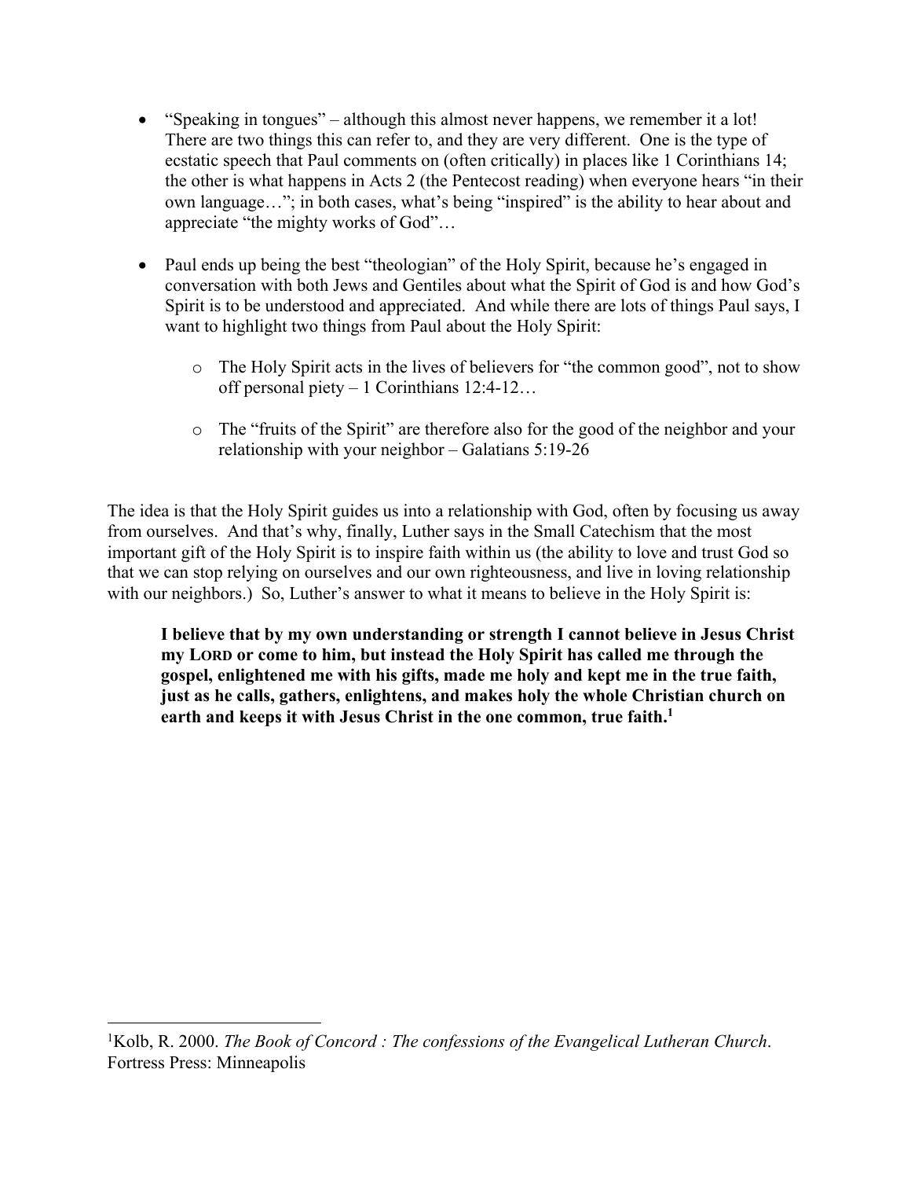- "Speaking in tongues" – although this almost never happens, we remember it a lot! There are two things this can refer to, and they are very different. One is the type of ecstatic speech that Paul comments on (often critically) in places like 1 Corinthians 14; the other is what happens in Acts 2 (the Pentecost reading) when everyone hears "in their own language…"; in both cases, what's being "inspired" is the ability to hear about and appreciate "the mighty works of God"…

- Paul ends up being the best "theologian" of the Holy Spirit, because he's engaged in conversation with both Jews and Gentiles about what the Spirit of God is and how God's Spirit is to be understood and appreciated. And while there are lots of things Paul says, I want to highlight two things from Paul about the Holy Spirit:

  - The Holy Spirit acts in the lives of believers for "the common good", not to show off personal piety – 1 Corinthians 12:4-12…

  - The "fruits of the Spirit" are therefore also for the good of the neighbor and your relationship with your neighbor – Galatians 5:19-26

The idea is that the Holy Spirit guides us into a relationship with God, often by focusing us away from ourselves. And that's why, finally, Luther says in the Small Catechism that the most important gift of the Holy Spirit is to inspire faith within us (the ability to love and trust God so that we can stop relying on ourselves and our own righteousness, and live in loving relationship with our neighbors.) So, Luther's answer to what it means to believe in the Holy Spirit is:

> **I believe that by my own understanding or strength I cannot believe in Jesus Christ my LORD or come to him, but instead the Holy Spirit has called me through the gospel, enlightened me with his gifts, made me holy and kept me in the true faith, just as he calls, gathers, enlightens, and makes holy the whole Christian church on earth and keeps it with Jesus Christ in the one common, true faith.**[1]

---

[1] Kolb, R. 2000. *The Book of Concord : The confessions of the Evangelical Lutheran Church*. Fortress Press: Minneapolis